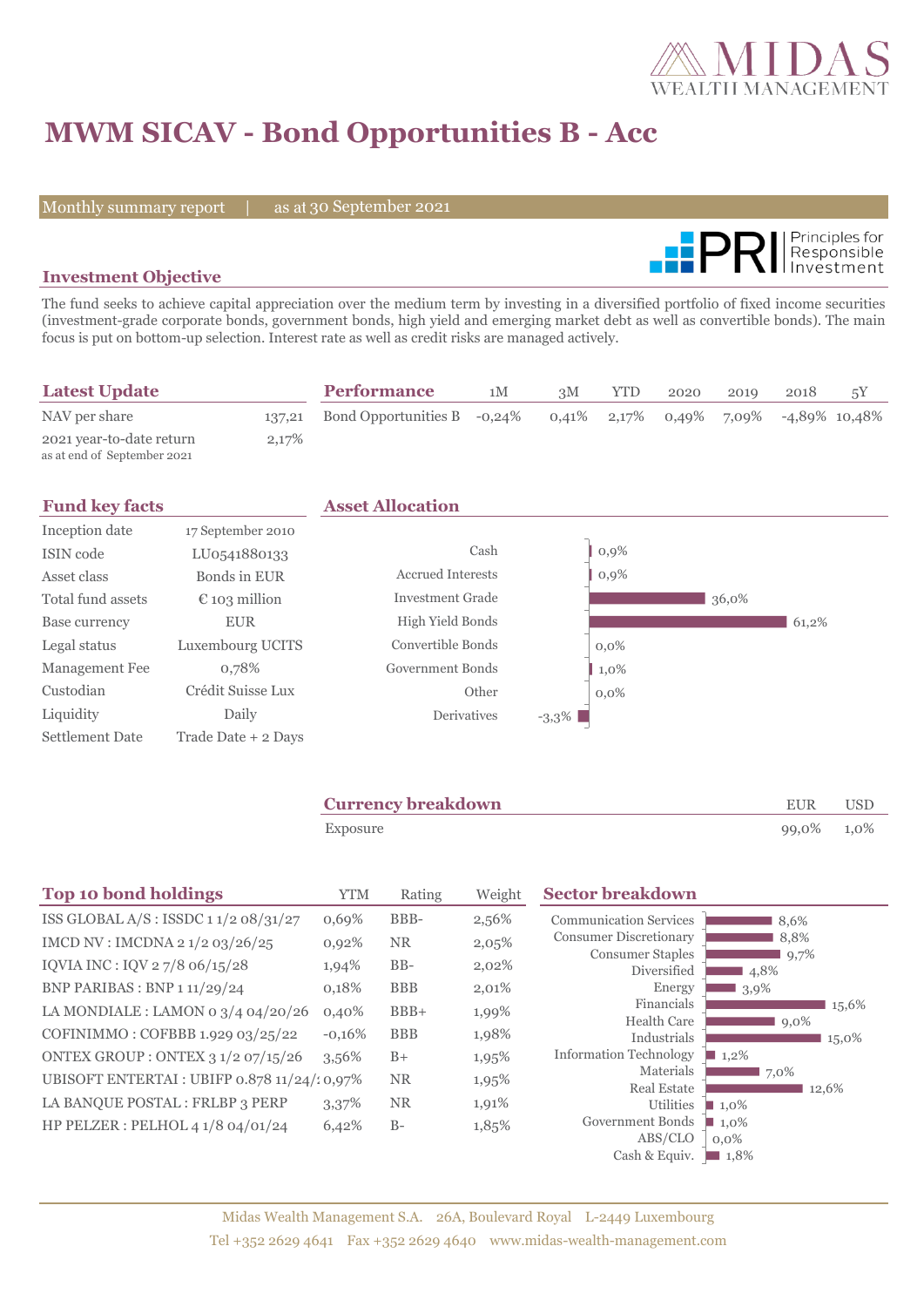# MWM SICAV - Bond Opportunities B - Acc

Monthly summary report | as at 30 September 2021

## Investment Objective

The fund seeks to achieve capital appreciation over the medium term by investing in a diversified portfolio of fixed income securities (investment-grade corporate bonds, government bonds, high yield and emerging market debt as well as convertible bonds). The main focus is put on bottom-up selection. Interest rate as well as credit risks are managed actively.

## Latest Update

| | |
|---|---|
| NAV per share | 137,21 |
| 2021 year-to-date return<br>as at end of September 2021 | 2,17% |

## Performance

| Performance | 1M | 3M | YTD | 2020 | 2019 | 2018 | 5Y |
|---|---|---|---|---|---|---|---|
| Bond Opportunities B | -0,24% | 0,41% | 2,17% | 0,49% | 7,09% | -4,89% | 10,48% |

## Fund key facts

| | |
|---|---|
| Inception date | 17 September 2010 |
| ISIN code | LU0541880133 |
| Asset class | Bonds in EUR |
| Total fund assets | € 103 million |
| Base currency | EUR |
| Legal status | Luxembourg UCITS |
| Management Fee | 0,78% |
| Custodian | Crédit Suisse Lux |
| Liquidity | Daily |
| Settlement Date | Trade Date + 2 Days |

## Asset Allocation

| Asset | Weight |
|---|---|
| Cash | 0,9% |
| Accrued Interests | 0,9% |
| Investment Grade | 36,0% |
| High Yield Bonds | 61,2% |
| Convertible Bonds | 0,0% |
| Government Bonds | 1,0% |
| Other | 0,0% |
| Derivatives | -3,3% |

## Currency breakdown

| Currency breakdown | EUR | USD |
|---|---|---|
| Exposure | 99,0% | 1,0% |

## Top 10 bond holdings

| Top 10 bond holdings | YTM | Rating | Weight |
|---|---|---|---|
| ISS GLOBAL A/S : ISSDC 1 1/2 08/31/27 | 0,69% | BBB- | 2,56% |
| IMCD NV : IMCDNA 2 1/2 03/26/25 | 0,92% | NR | 2,05% |
| IQVIA INC : IQV 2 7/8 06/15/28 | 1,94% | BB- | 2,02% |
| BNP PARIBAS : BNP 1 11/29/24 | 0,18% | BBB | 2,01% |
| LA MONDIALE : LAMON 0 3/4 04/20/26 | 0,40% | BBB+ | 1,99% |
| COFINIMMO : COFBBB 1.929 03/25/22 | -0,16% | BBB | 1,98% |
| ONTEX GROUP : ONTEX 3 1/2 07/15/26 | 3,56% | B+ | 1,95% |
| UBISOFT ENTERTAI : UBIFP 0.878 11/24/2 | 0,97% | NR | 1,95% |
| LA BANQUE POSTAL : FRLBP 3 PERP | 3,37% | NR | 1,91% |
| HP PELZER : PELHOL 4 1/8 04/01/24 | 6,42% | B- | 1,85% |

## Sector breakdown

| Sector | Weight |
|---|---|
| Communication Services | 8,6% |
| Consumer Discretionary | 8,8% |
| Consumer Staples | 9,7% |
| Diversified | 4,8% |
| Energy | 3,9% |
| Financials | 15,6% |
| Health Care | 9,0% |
| Industrials | 15,0% |
| Information Technology | 1,2% |
| Materials | 7,0% |
| Real Estate | 12,6% |
| Utilities | 1,0% |
| Government Bonds | 1,0% |
| ABS/CLO | 0,0% |
| Cash & Equiv. | 1,8% |

Midas Wealth Management S.A. 26A, Boulevard Royal L-2449 Luxembourg
Tel +352 2629 4641 Fax +352 2629 4640 www.midas-wealth-management.com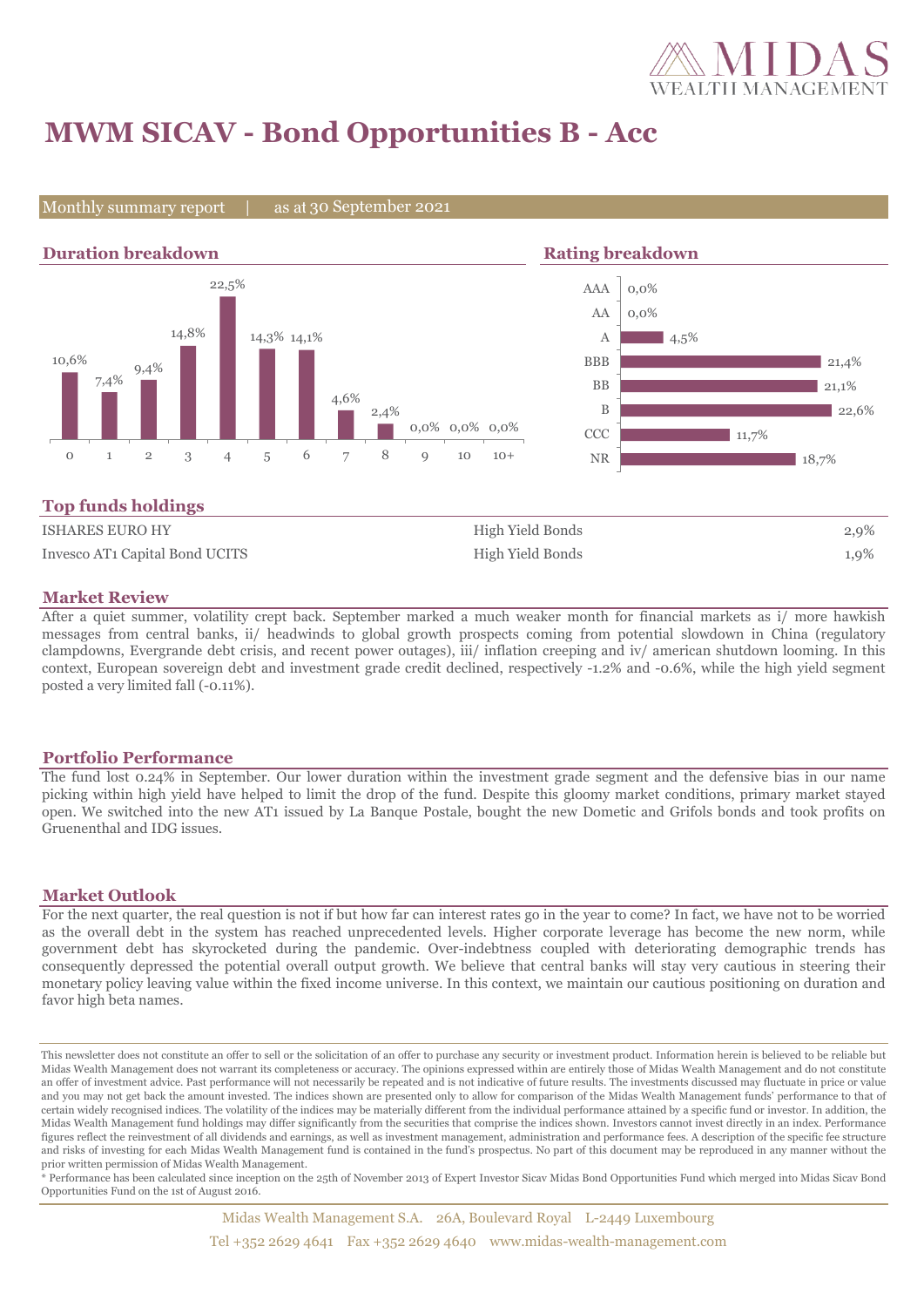# MWM SICAV - Bond Opportunities B - Acc

Monthly summary report | as at 30 September 2021

## Duration breakdown

10,6%
7,4%
9,4%
14,8%
22,5%
14,3%
14,1%
4,6%
2,4%
0,0%
0,0%
0,0%

0 1 2 3 4 5 6 7 8 9 10 10+

## Rating breakdown

AAA 0,0%
AA 0,0%
A 4,5%
BBB 21,4%
BB 21,1%
B 22,6%
CCC 11,7%
NR 18,7%

## Top funds holdings

| | | |
|---|---|---|
| ISHARES EURO HY | High Yield Bonds | 2,9% |
| Invesco AT1 Capital Bond UCITS | High Yield Bonds | 1,9% |

## Market Review

After a quiet summer, volatility crept back. September marked a much weaker month for financial markets as i/ more hawkish messages from central banks, ii/ headwinds to global growth prospects coming from potential slowdown in China (regulatory clampdowns, Evergrande debt crisis, and recent power outages), iii/ inflation creeping and iv/ american shutdown looming. In this context, European sovereign debt and investment grade credit declined, respectively -1.2% and -0.6%, while the high yield segment posted a very limited fall (-0.11%).

## Portfolio Performance

The fund lost 0.24% in September. Our lower duration within the investment grade segment and the defensive bias in our name picking within high yield have helped to limit the drop of the fund. Despite this gloomy market conditions, primary market stayed open. We switched into the new AT1 issued by La Banque Postale, bought the new Dometic and Grifols bonds and took profits on Gruenenthal and IDG issues.

## Market Outlook

For the next quarter, the real question is not if but how far can interest rates go in the year to come? In fact, we have not to be worried as the overall debt in the system has reached unprecedented levels. Higher corporate leverage has become the new norm, while government debt has skyrocketed during the pandemic. Over-indebtness coupled with deteriorating demographic trends has consequently depressed the potential overall output growth. We believe that central banks will stay very cautious in steering their monetary policy leaving value within the fixed income universe. In this context, we maintain our cautious positioning on duration and favor high beta names.

This newsletter does not constitute an offer to sell or the solicitation of an offer to purchase any security or investment product. Information herein is believed to be reliable but Midas Wealth Management does not warrant its completeness or accuracy. The opinions expressed within are entirely those of Midas Wealth Management and do not constitute an offer of investment advice. Past performance will not necessarily be repeated and is not indicative of future results. The investments discussed may fluctuate in price or value and you may not get back the amount invested. The indices shown are presented only to allow for comparison of the Midas Wealth Management funds' performance to that of certain widely recognised indices. The volatility of the indices may be materially different from the individual performance attained by a specific fund or investor. In addition, the Midas Wealth Management fund holdings may differ significantly from the securities that comprise the indices shown. Investors cannot invest directly in an index. Performance figures reflect the reinvestment of all dividends and earnings, as well as investment management, administration and performance fees. A description of the specific fee structure and risks of investing for each Midas Wealth Management fund is contained in the fund's prospectus. No part of this document may be reproduced in any manner without the prior written permission of Midas Wealth Management.

* Performance has been calculated since inception on the 25th of November 2013 of Expert Investor Sicav Midas Bond Opportunities Fund which merged into Midas Sicav Bond Opportunities Fund on the 1st of August 2016.

Midas Wealth Management S.A. 26A, Boulevard Royal L-2449 Luxembourg

Tel +352 2629 4641 Fax +352 2629 4640 www.midas-wealth-management.com